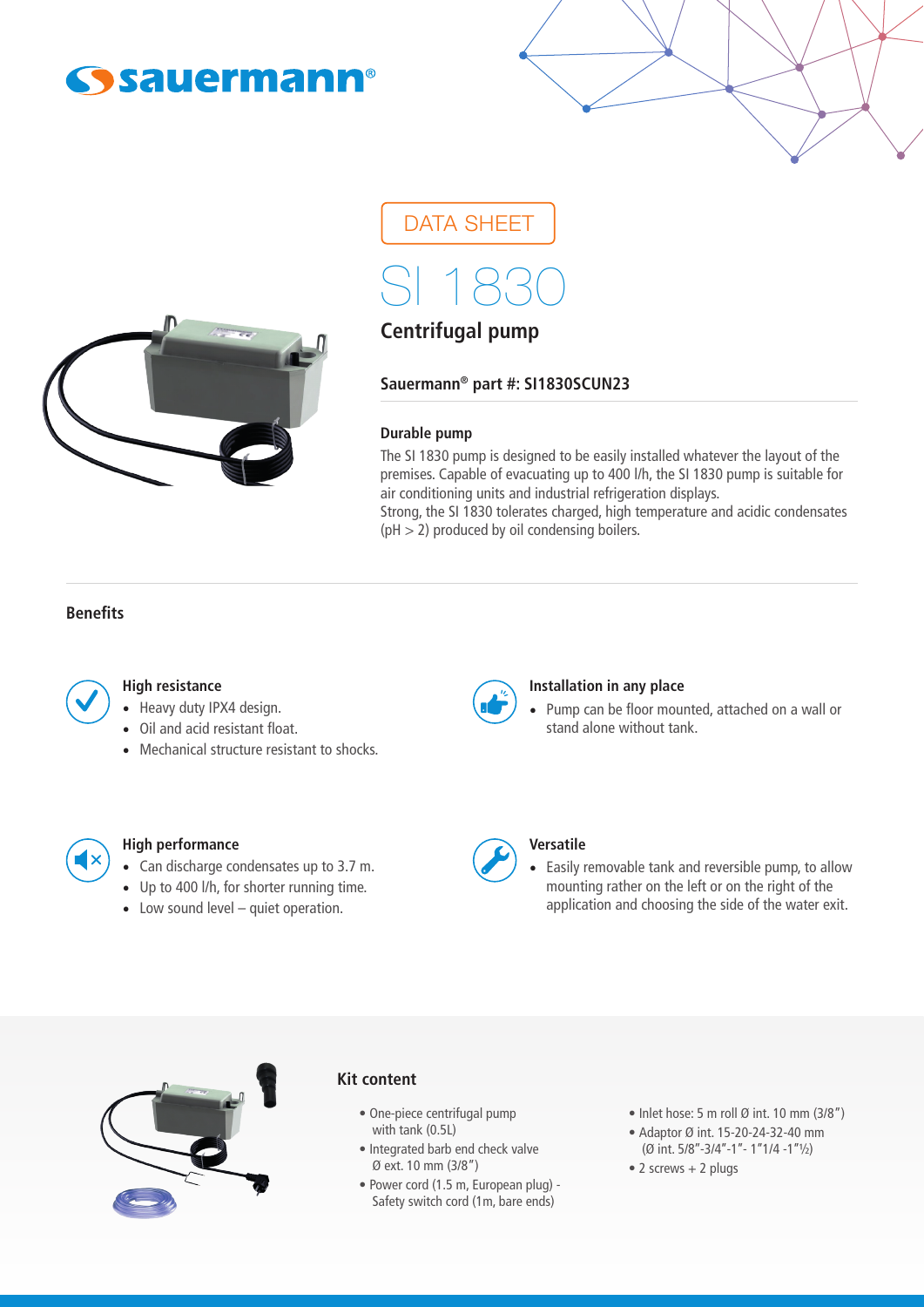sauermann®

DATA SHEET

# SI 1830

## Centrifugal pump

**Sauermann® part #: SI1830SCUN23**

### Durable pump

The SI 1830 pump is designed to be easily installed whatever the layout of the premises. Capable of evacuating up to 400 l/h, the SI 1830 pump is suitable for air conditioning units and industrial refrigeration displays.
Strong, the SI 1830 tolerates charged, high temperature and acidic condensates (pH > 2) produced by oil condensing boilers.

## Benefits

### High resistance

- Heavy duty IPX4 design.
- Oil and acid resistant float.
- Mechanical structure resistant to shocks.

### Installation in any place

- Pump can be floor mounted, attached on a wall or stand alone without tank.

### High performance

- Can discharge condensates up to 3.7 m.
- Up to 400 l/h, for shorter running time.
- Low sound level – quiet operation.

### Versatile

- Easily removable tank and reversible pump, to allow mounting rather on the left or on the right of the application and choosing the side of the water exit.

## Kit content

- One-piece centrifugal pump with tank (0.5L)
- Integrated barb end check valve Ø ext. 10 mm (3/8")
- Power cord (1.5 m, European plug) - Safety switch cord (1m, bare ends)
- Inlet hose: 5 m roll Ø int. 10 mm (3/8")
- Adaptor Ø int. 15-20-24-32-40 mm (Ø int. 5/8"-3/4"-1"- 1"1/4 -1"½)
- 2 screws + 2 plugs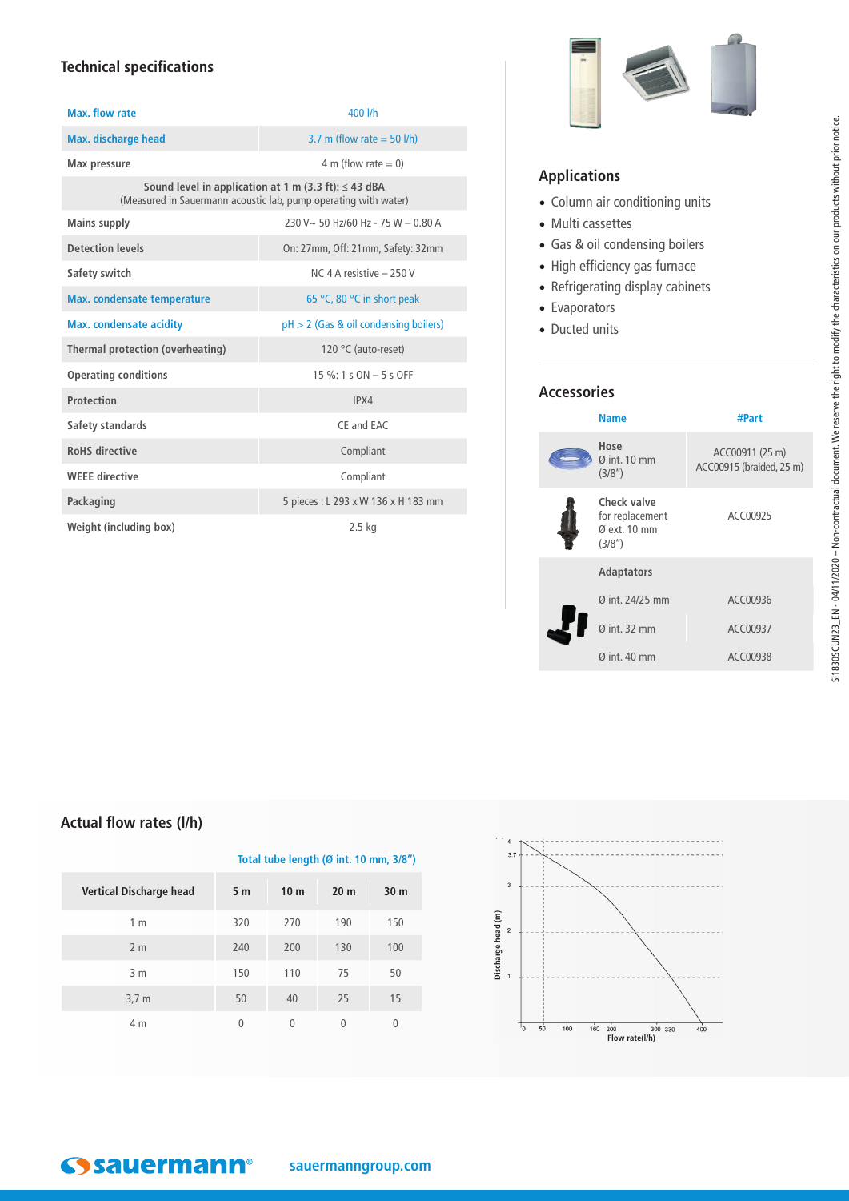## Technical specifications

| | |
|---|---|
| Max. flow rate | 400 l/h |
| Max. discharge head | 3.7 m (flow rate = 50 l/h) |
| Max pressure | 4 m (flow rate = 0) |
| Sound level in application at 1 m (3.3 ft): ≤ 43 dBA (Measured in Sauermann acoustic lab, pump operating with water) | |
| Mains supply | 230 V~ 50 Hz/60 Hz - 75 W – 0.80 A |
| Detection levels | On: 27mm, Off: 21mm, Safety: 32mm |
| Safety switch | NC 4 A resistive – 250 V |
| Max. condensate temperature | 65 °C, 80 °C in short peak |
| Max. condensate acidity | pH > 2 (Gas & oil condensing boilers) |
| Thermal protection (overheating) | 120 °C (auto-reset) |
| Operating conditions | 15 %: 1 s ON – 5 s OFF |
| Protection | IPX4 |
| Safety standards | CE and EAC |
| RoHS directive | Compliant |
| WEEE directive | Compliant |
| Packaging | 5 pieces : L 293 x W 136 x H 183 mm |
| Weight (including box) | 2.5 kg |

## Applications

- Column air conditioning units
- Multi cassettes
- Gas & oil condensing boilers
- High efficiency gas furnace
- Refrigerating display cabinets
- Evaporators
- Ducted units

## Accessories

| Name | #Part |
|---|---|
| Hose Ø int. 10 mm (3/8") | ACC00911 (25 m) ACC00915 (braided, 25 m) |
| Check valve for replacement Ø ext. 10 mm (3/8") | ACC00925 |
| Adaptators | |
| Ø int. 24/25 mm | ACC00936 |
| Ø int. 32 mm | ACC00937 |
| Ø int. 40 mm | ACC00938 |

## Actual flow rates (l/h)

| Vertical Discharge head | Total tube length (Ø int. 10 mm, 3/8") | | | |
|---|---|---|---|---|
| | 5 m | 10 m | 20 m | 30 m |
| 1 m | 320 | 270 | 190 | 150 |
| 2 m | 240 | 200 | 130 | 100 |
| 3 m | 150 | 110 | 75 | 50 |
| 3,7 m | 50 | 40 | 25 | 15 |
| 4 m | 0 | 0 | 0 | 0 |

Discharge head (m)

4
3.7
3
2
1

0 50 100 160 200 300 330 400

Flow rate(l/h)

SI1830SCUN23_EN - 04/11/2020 – Non-contractual document. We reserve the right to modify the characteristics on our products without prior notice.

sauermann®

sauermanngroup.com